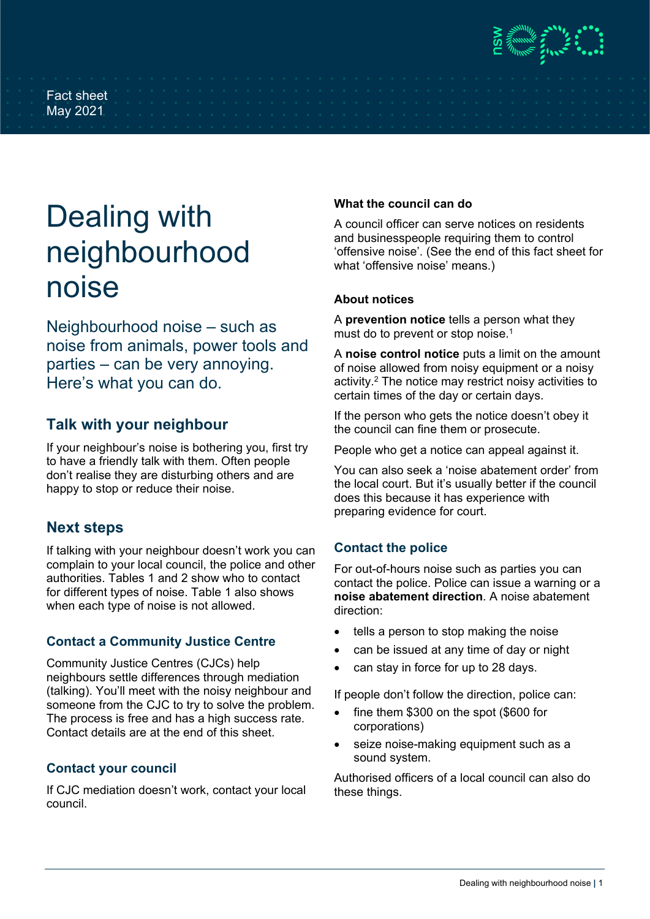Fact sheet
May 2021

# Dealing with neighbourhood noise

Neighbourhood noise – such as noise from animals, power tools and parties – can be very annoying. Here's what you can do.

## Talk with your neighbour

If your neighbour's noise is bothering you, first try to have a friendly talk with them. Often people don't realise they are disturbing others and are happy to stop or reduce their noise.

## Next steps

If talking with your neighbour doesn't work you can complain to your local council, the police and other authorities. Tables 1 and 2 show who to contact for different types of noise. Table 1 also shows when each type of noise is not allowed.

### Contact a Community Justice Centre

Community Justice Centres (CJCs) help neighbours settle differences through mediation (talking). You'll meet with the noisy neighbour and someone from the CJC to try to solve the problem. The process is free and has a high success rate. Contact details are at the end of this sheet.

### Contact your council

If CJC mediation doesn't work, contact your local council.

#### What the council can do

A council officer can serve notices on residents and businesspeople requiring them to control 'offensive noise'. (See the end of this fact sheet for what 'offensive noise' means.)

#### About notices

A **prevention notice** tells a person what they must do to prevent or stop noise.[1]

A **noise control notice** puts a limit on the amount of noise allowed from noisy equipment or a noisy activity.[2] The notice may restrict noisy activities to certain times of the day or certain days.

If the person who gets the notice doesn't obey it the council can fine them or prosecute.

People who get a notice can appeal against it.

You can also seek a 'noise abatement order' from the local court. But it's usually better if the council does this because it has experience with preparing evidence for court.

### Contact the police

For out-of-hours noise such as parties you can contact the police. Police can issue a warning or a **noise abatement direction**. A noise abatement direction:

- tells a person to stop making the noise
- can be issued at any time of day or night
- can stay in force for up to 28 days.

If people don't follow the direction, police can:

- fine them $300 on the spot ($600 for corporations)
- seize noise-making equipment such as a sound system.

Authorised officers of a local council can also do these things.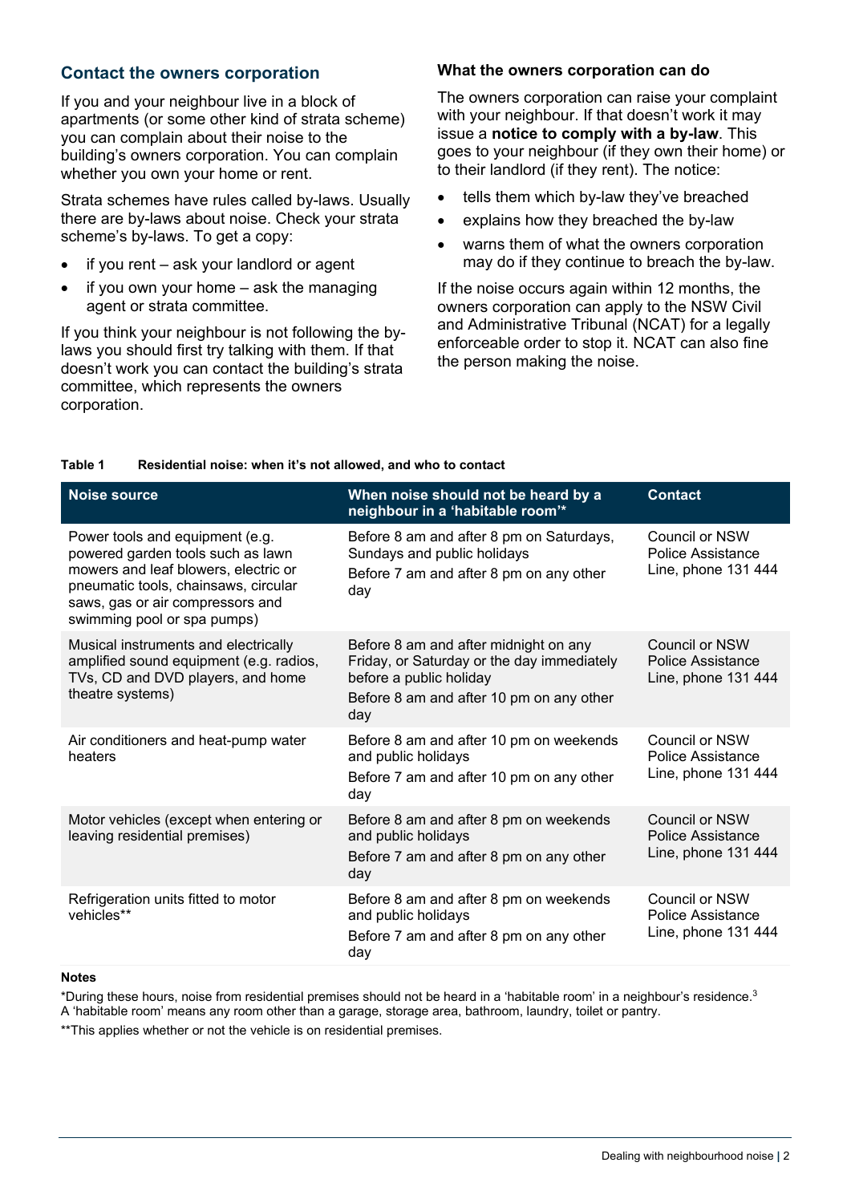## Contact the owners corporation

If you and your neighbour live in a block of apartments (or some other kind of strata scheme) you can complain about their noise to the building's owners corporation. You can complain whether you own your home or rent.

Strata schemes have rules called by-laws. Usually there are by-laws about noise. Check your strata scheme's by-laws. To get a copy:

- if you rent – ask your landlord or agent
- if you own your home – ask the managing agent or strata committee.

If you think your neighbour is not following the by-laws you should first try talking with them. If that doesn't work you can contact the building's strata committee, which represents the owners corporation.

### What the owners corporation can do

The owners corporation can raise your complaint with your neighbour. If that doesn't work it may issue a **notice to comply with a by-law**. This goes to your neighbour (if they own their home) or to their landlord (if they rent). The notice:

- tells them which by-law they've breached
- explains how they breached the by-law
- warns them of what the owners corporation may do if they continue to breach the by-law.

If the noise occurs again within 12 months, the owners corporation can apply to the NSW Civil and Administrative Tribunal (NCAT) for a legally enforceable order to stop it. NCAT can also fine the person making the noise.

**Table 1 Residential noise: when it's not allowed, and who to contact**

| Noise source | When noise should not be heard by a neighbour in a 'habitable room'* | Contact |
|---|---|---|
| Power tools and equipment (e.g. powered garden tools such as lawn mowers and leaf blowers, electric or pneumatic tools, chainsaws, circular saws, gas or air compressors and swimming pool or spa pumps) | Before 8 am and after 8 pm on Saturdays, Sundays and public holidays<br>Before 7 am and after 8 pm on any other day | Council or NSW Police Assistance Line, phone 131 444 |
| Musical instruments and electrically amplified sound equipment (e.g. radios, TVs, CD and DVD players, and home theatre systems) | Before 8 am and after midnight on any Friday, or Saturday or the day immediately before a public holiday<br>Before 8 am and after 10 pm on any other day | Council or NSW Police Assistance Line, phone 131 444 |
| Air conditioners and heat-pump water heaters | Before 8 am and after 10 pm on weekends and public holidays<br>Before 7 am and after 10 pm on any other day | Council or NSW Police Assistance Line, phone 131 444 |
| Motor vehicles (except when entering or leaving residential premises) | Before 8 am and after 8 pm on weekends and public holidays<br>Before 7 am and after 8 pm on any other day | Council or NSW Police Assistance Line, phone 131 444 |
| Refrigeration units fitted to motor vehicles** | Before 8 am and after 8 pm on weekends and public holidays<br>Before 7 am and after 8 pm on any other day | Council or NSW Police Assistance Line, phone 131 444 |

**Notes**

*During these hours, noise from residential premises should not be heard in a 'habitable room' in a neighbour's residence.[3] A 'habitable room' means any room other than a garage, storage area, bathroom, laundry, toilet or pantry.

**This applies whether or not the vehicle is on residential premises.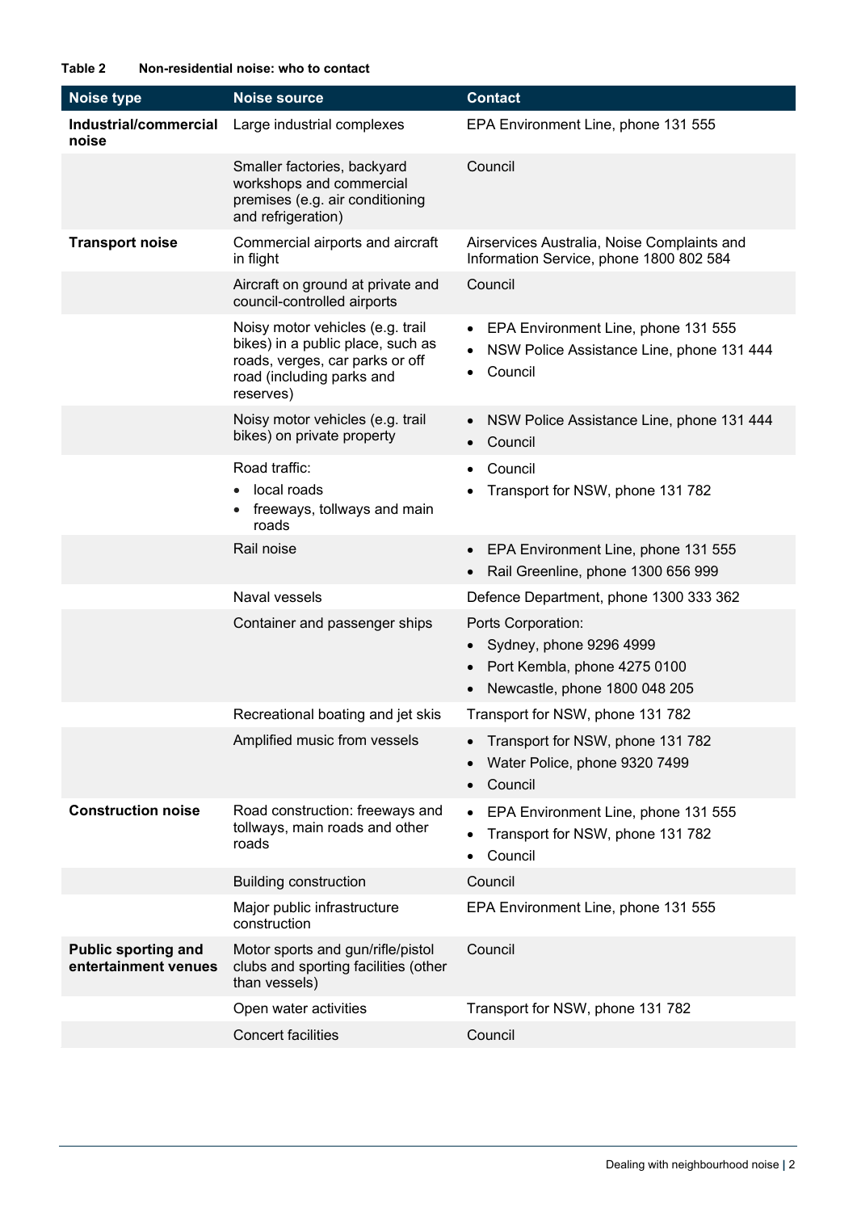**Table 2 Non-residential noise: who to contact**

| Noise type | Noise source | Contact |
|---|---|---|
| **Industrial/commercial noise** | Large industrial complexes | EPA Environment Line, phone 131 555 |
| | Smaller factories, backyard workshops and commercial premises (e.g. air conditioning and refrigeration) | Council |
| **Transport noise** | Commercial airports and aircraft in flight | Airservices Australia, Noise Complaints and Information Service, phone 1800 802 584 |
| | Aircraft on ground at private and council-controlled airports | Council |
| | Noisy motor vehicles (e.g. trail bikes) in a public place, such as roads, verges, car parks or off road (including parks and reserves) | • EPA Environment Line, phone 131 555<br>• NSW Police Assistance Line, phone 131 444<br>• Council |
| | Noisy motor vehicles (e.g. trail bikes) on private property | • NSW Police Assistance Line, phone 131 444<br>• Council |
| | Road traffic:<br>• local roads<br>• freeways, tollways and main roads | • Council<br>• Transport for NSW, phone 131 782 |
| | Rail noise | • EPA Environment Line, phone 131 555<br>• Rail Greenline, phone 1300 656 999 |
| | Naval vessels | Defence Department, phone 1300 333 362 |
| | Container and passenger ships | Ports Corporation:<br>• Sydney, phone 9296 4999<br>• Port Kembla, phone 4275 0100<br>• Newcastle, phone 1800 048 205 |
| | Recreational boating and jet skis | Transport for NSW, phone 131 782 |
| | Amplified music from vessels | • Transport for NSW, phone 131 782<br>• Water Police, phone 9320 7499<br>• Council |
| **Construction noise** | Road construction: freeways and tollways, main roads and other roads | • EPA Environment Line, phone 131 555<br>• Transport for NSW, phone 131 782<br>• Council |
| | Building construction | Council |
| | Major public infrastructure construction | EPA Environment Line, phone 131 555 |
| **Public sporting and entertainment venues** | Motor sports and gun/rifle/pistol clubs and sporting facilities (other than vessels) | Council |
| | Open water activities | Transport for NSW, phone 131 782 |
| | Concert facilities | Council |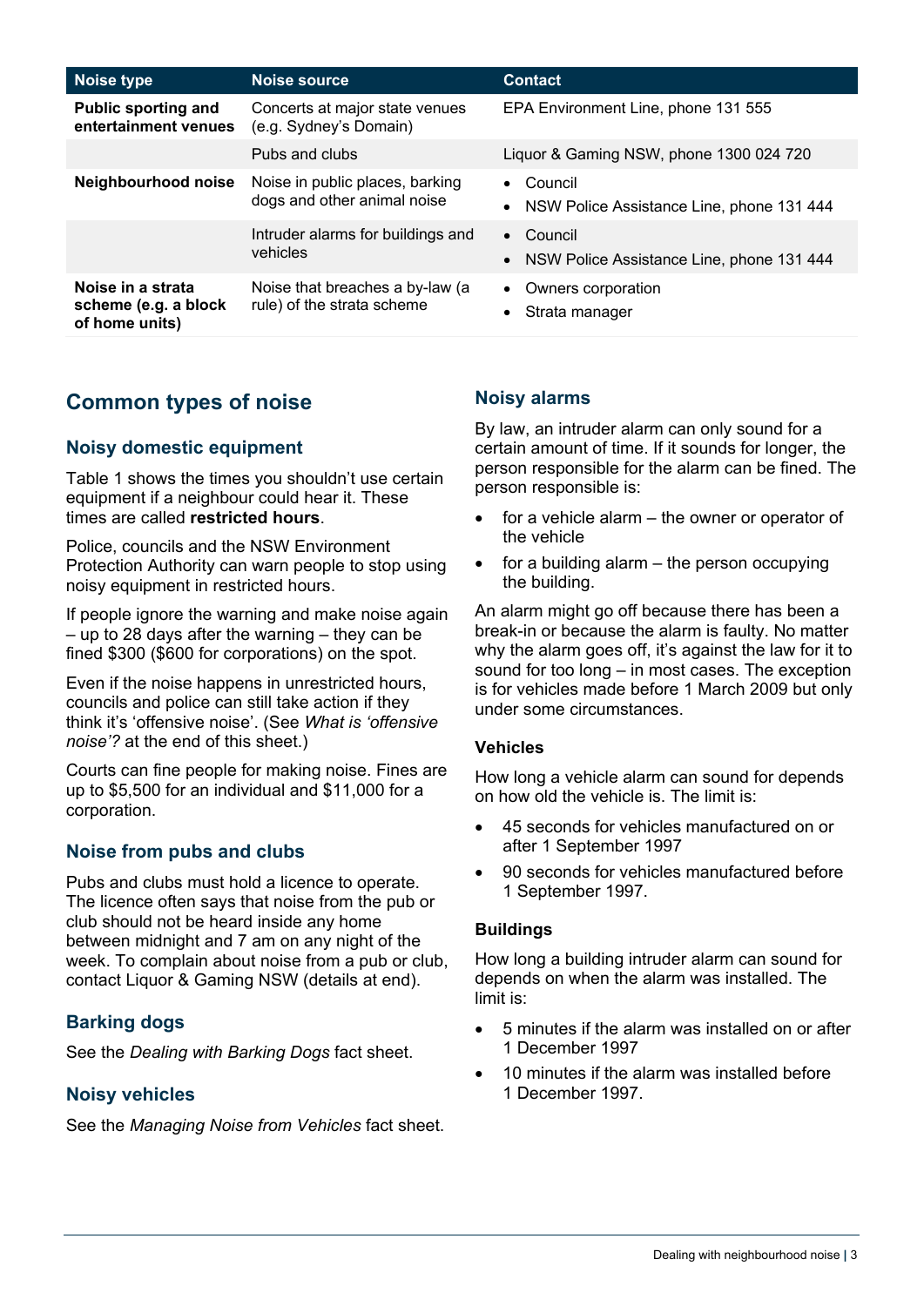| Noise type | Noise source | Contact |
| --- | --- | --- |
| **Public sporting and entertainment venues** | Concerts at major state venues (e.g. Sydney's Domain) | EPA Environment Line, phone 131 555 |
| | Pubs and clubs | Liquor & Gaming NSW, phone 1300 024 720 |
| **Neighbourhood noise** | Noise in public places, barking dogs and other animal noise | • Council<br>• NSW Police Assistance Line, phone 131 444 |
| | Intruder alarms for buildings and vehicles | • Council<br>• NSW Police Assistance Line, phone 131 444 |
| **Noise in a strata scheme (e.g. a block of home units)** | Noise that breaches a by-law (a rule) of the strata scheme | • Owners corporation<br>• Strata manager |

## Common types of noise

### Noisy domestic equipment

Table 1 shows the times you shouldn't use certain equipment if a neighbour could hear it. These times are called **restricted hours**.

Police, councils and the NSW Environment Protection Authority can warn people to stop using noisy equipment in restricted hours.

If people ignore the warning and make noise again – up to 28 days after the warning – they can be fined $300 ($600 for corporations) on the spot.

Even if the noise happens in unrestricted hours, councils and police can still take action if they think it's 'offensive noise'. (See *What is 'offensive noise'?* at the end of this sheet.)

Courts can fine people for making noise. Fines are up to $5,500 for an individual and $11,000 for a corporation.

### Noise from pubs and clubs

Pubs and clubs must hold a licence to operate. The licence often says that noise from the pub or club should not be heard inside any home between midnight and 7 am on any night of the week. To complain about noise from a pub or club, contact Liquor & Gaming NSW (details at end).

### Barking dogs

See the *Dealing with Barking Dogs* fact sheet.

### Noisy vehicles

See the *Managing Noise from Vehicles* fact sheet.

### Noisy alarms

By law, an intruder alarm can only sound for a certain amount of time. If it sounds for longer, the person responsible for the alarm can be fined. The person responsible is:

- for a vehicle alarm – the owner or operator of the vehicle
- for a building alarm – the person occupying the building.

An alarm might go off because there has been a break-in or because the alarm is faulty. No matter why the alarm goes off, it's against the law for it to sound for too long – in most cases. The exception is for vehicles made before 1 March 2009 but only under some circumstances.

#### Vehicles

How long a vehicle alarm can sound for depends on how old the vehicle is. The limit is:

- 45 seconds for vehicles manufactured on or after 1 September 1997
- 90 seconds for vehicles manufactured before 1 September 1997.

#### Buildings

How long a building intruder alarm can sound for depends on when the alarm was installed. The limit is:

- 5 minutes if the alarm was installed on or after 1 December 1997
- 10 minutes if the alarm was installed before 1 December 1997.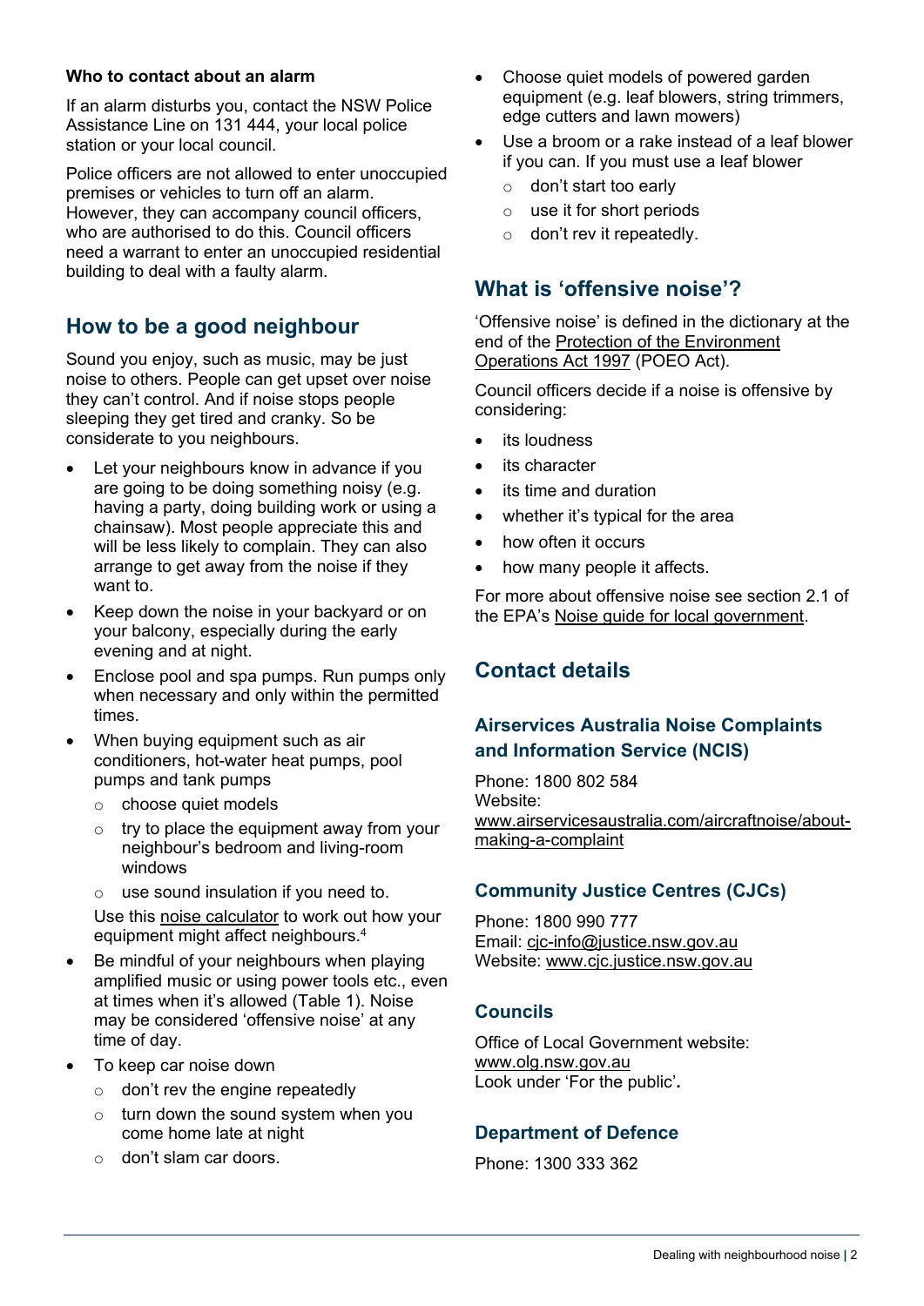#### Who to contact about an alarm

If an alarm disturbs you, contact the NSW Police Assistance Line on 131 444, your local police station or your local council.

Police officers are not allowed to enter unoccupied premises or vehicles to turn off an alarm. However, they can accompany council officers, who are authorised to do this. Council officers need a warrant to enter an unoccupied residential building to deal with a faulty alarm.

## How to be a good neighbour

Sound you enjoy, such as music, may be just noise to others. People can get upset over noise they can't control. And if noise stops people sleeping they get tired and cranky. So be considerate to you neighbours.

- Let your neighbours know in advance if you are going to be doing something noisy (e.g. having a party, doing building work or using a chainsaw). Most people appreciate this and will be less likely to complain. They can also arrange to get away from the noise if they want to.
- Keep down the noise in your backyard or on your balcony, especially during the early evening and at night.
- Enclose pool and spa pumps. Run pumps only when necessary and only within the permitted times.
- When buying equipment such as air conditioners, hot-water heat pumps, pool pumps and tank pumps
  - choose quiet models
  - try to place the equipment away from your neighbour's bedroom and living-room windows
  - use sound insulation if you need to.

  Use this noise calculator to work out how your equipment might affect neighbours.[4]
- Be mindful of your neighbours when playing amplified music or using power tools etc., even at times when it's allowed (Table 1). Noise may be considered 'offensive noise' at any time of day.
- To keep car noise down
  - don't rev the engine repeatedly
  - turn down the sound system when you come home late at night
  - don't slam car doors.
- Choose quiet models of powered garden equipment (e.g. leaf blowers, string trimmers, edge cutters and lawn mowers)
- Use a broom or a rake instead of a leaf blower if you can. If you must use a leaf blower
  - don't start too early
  - use it for short periods
  - don't rev it repeatedly.

## What is 'offensive noise'?

'Offensive noise' is defined in the dictionary at the end of the Protection of the Environment Operations Act 1997 (POEO Act).

Council officers decide if a noise is offensive by considering:

- its loudness
- its character
- its time and duration
- whether it's typical for the area
- how often it occurs
- how many people it affects.

For more about offensive noise see section 2.1 of the EPA's Noise guide for local government.

## Contact details

### Airservices Australia Noise Complaints and Information Service (NCIS)

Phone: 1800 802 584
Website: www.airservicesaustralia.com/aircraftnoise/about-making-a-complaint

### Community Justice Centres (CJCs)

Phone: 1800 990 777
Email: cjc-info@justice.nsw.gov.au
Website: www.cjc.justice.nsw.gov.au

### Councils

Office of Local Government website: www.olg.nsw.gov.au
Look under 'For the public'.

### Department of Defence

Phone: 1300 333 362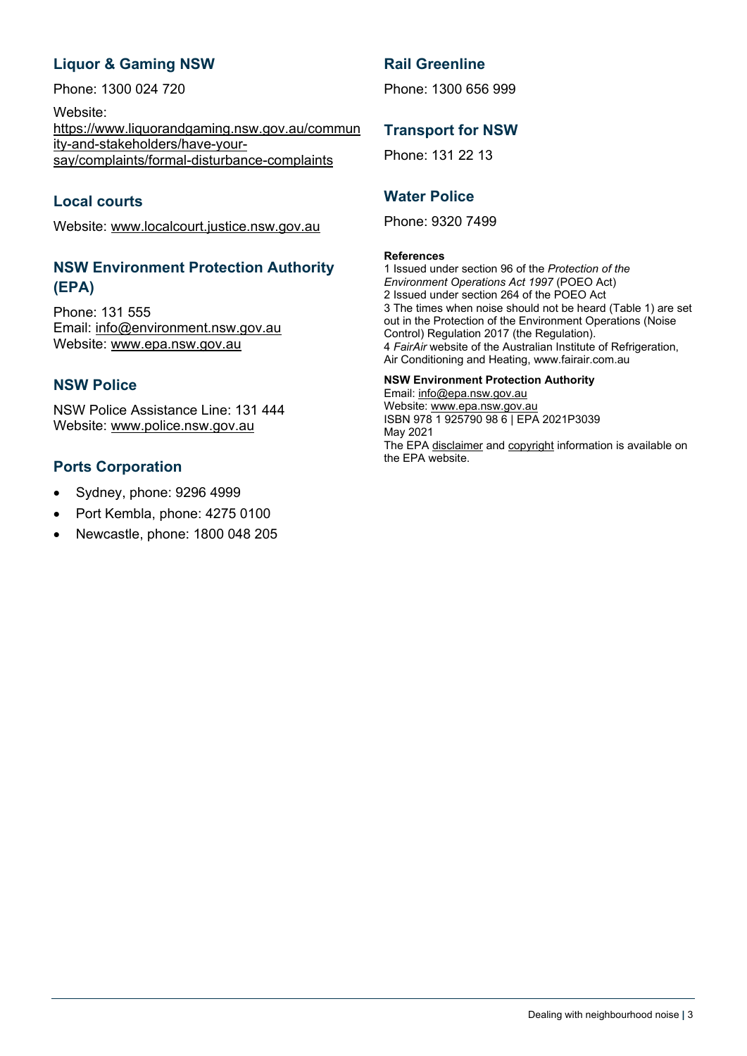## Liquor & Gaming NSW

Phone: 1300 024 720

Website:
https://www.liquorandgaming.nsw.gov.au/community-and-stakeholders/have-your-say/complaints/formal-disturbance-complaints

## Local courts

Website: www.localcourt.justice.nsw.gov.au

## NSW Environment Protection Authority (EPA)

Phone: 131 555
Email: info@environment.nsw.gov.au
Website: www.epa.nsw.gov.au

## NSW Police

NSW Police Assistance Line: 131 444
Website: www.police.nsw.gov.au

## Ports Corporation

- Sydney, phone: 9296 4999
- Port Kembla, phone: 4275 0100
- Newcastle, phone: 1800 048 205

## Rail Greenline

Phone: 1300 656 999

## Transport for NSW

Phone: 131 22 13

## Water Police

Phone: 9320 7499

**References**

1 Issued under section 96 of the *Protection of the Environment Operations Act 1997* (POEO Act)
2 Issued under section 264 of the POEO Act
3 The times when noise should not be heard (Table 1) are set out in the Protection of the Environment Operations (Noise Control) Regulation 2017 (the Regulation).
4 *FairAir* website of the Australian Institute of Refrigeration, Air Conditioning and Heating, www.fairair.com.au

**NSW Environment Protection Authority**

Email: info@epa.nsw.gov.au
Website: www.epa.nsw.gov.au
ISBN 978 1 925790 98 6 | EPA 2021P3039
May 2021
The EPA disclaimer and copyright information is available on the EPA website.